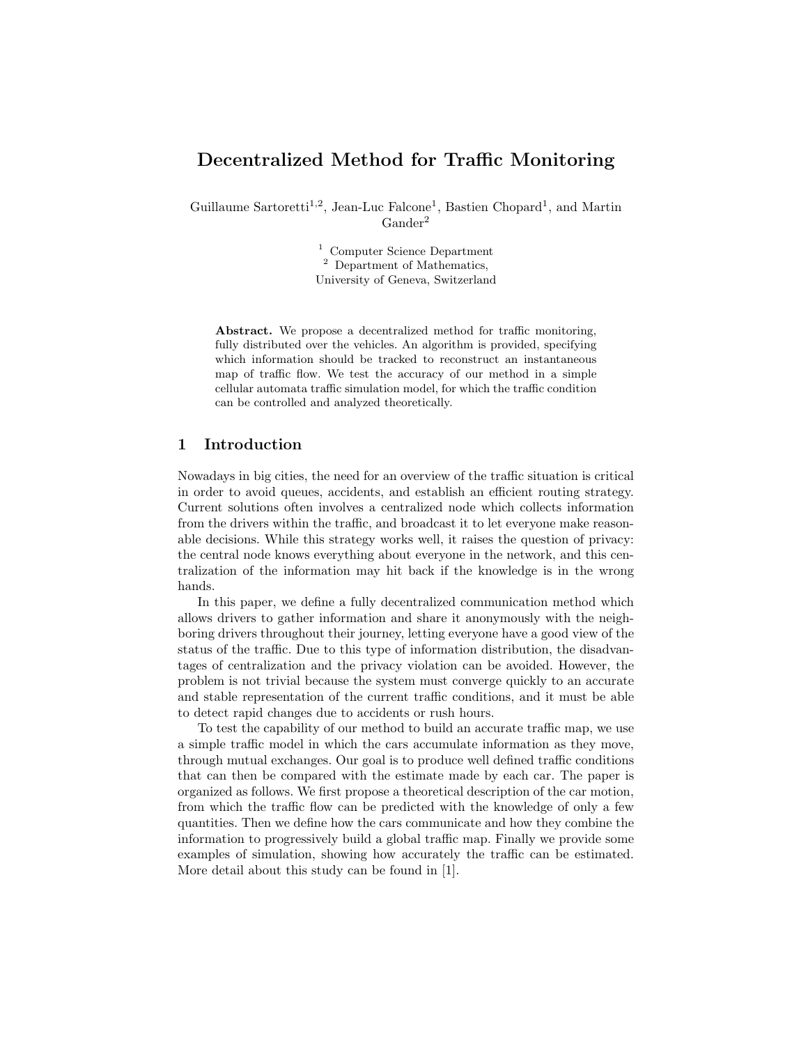# Decentralized Method for Traffic Monitoring

Guillaume Sartoretti[1,2], Jean-Luc Falcone[1], Bastien Chopard[1], and Martin Gander[2]

[1] Computer Science Department
[2] Department of Mathematics,
University of Geneva, Switzerland

**Abstract.** We propose a decentralized method for traffic monitoring, fully distributed over the vehicles. An algorithm is provided, specifying which information should be tracked to reconstruct an instantaneous map of traffic flow. We test the accuracy of our method in a simple cellular automata traffic simulation model, for which the traffic condition can be controlled and analyzed theoretically.

## 1 Introduction

Nowadays in big cities, the need for an overview of the traffic situation is critical in order to avoid queues, accidents, and establish an efficient routing strategy. Current solutions often involves a centralized node which collects information from the drivers within the traffic, and broadcast it to let everyone make reasonable decisions. While this strategy works well, it raises the question of privacy: the central node knows everything about everyone in the network, and this centralization of the information may hit back if the knowledge is in the wrong hands.

In this paper, we define a fully decentralized communication method which allows drivers to gather information and share it anonymously with the neighboring drivers throughout their journey, letting everyone have a good view of the status of the traffic. Due to this type of information distribution, the disadvantages of centralization and the privacy violation can be avoided. However, the problem is not trivial because the system must converge quickly to an accurate and stable representation of the current traffic conditions, and it must be able to detect rapid changes due to accidents or rush hours.

To test the capability of our method to build an accurate traffic map, we use a simple traffic model in which the cars accumulate information as they move, through mutual exchanges. Our goal is to produce well defined traffic conditions that can then be compared with the estimate made by each car. The paper is organized as follows. We first propose a theoretical description of the car motion, from which the traffic flow can be predicted with the knowledge of only a few quantities. Then we define how the cars communicate and how they combine the information to progressively build a global traffic map. Finally we provide some examples of simulation, showing how accurately the traffic can be estimated. More detail about this study can be found in [1].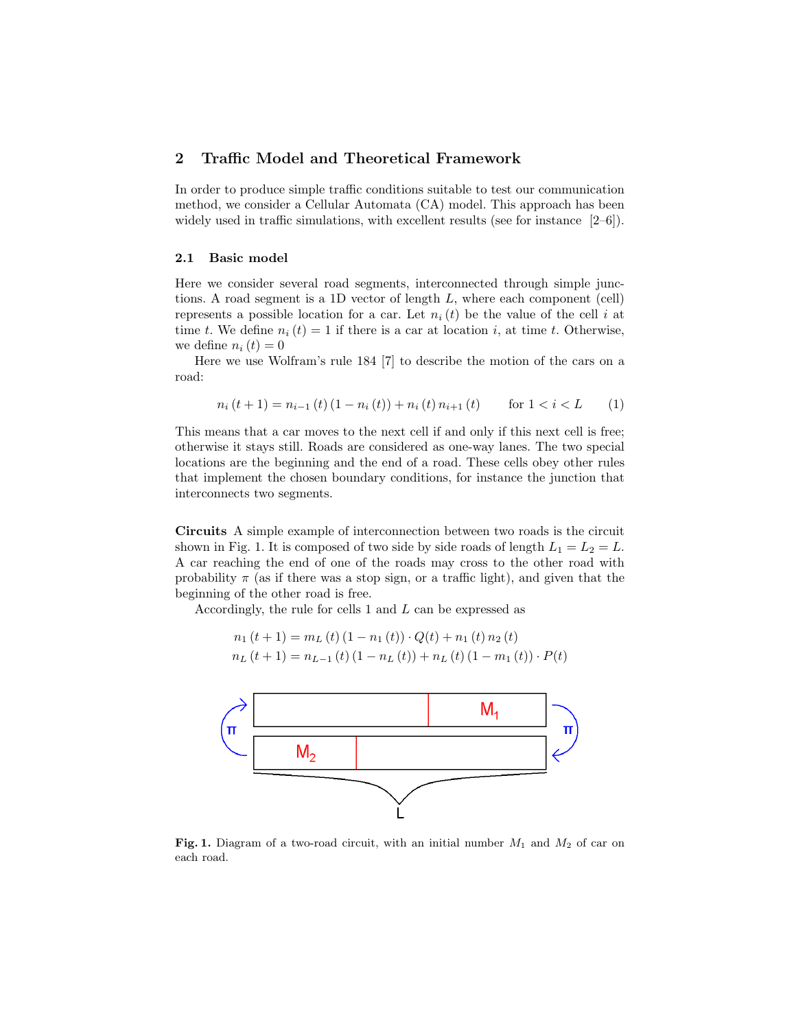## 2 Traffic Model and Theoretical Framework

In order to produce simple traffic conditions suitable to test our communication method, we consider a Cellular Automata (CA) model. This approach has been widely used in traffic simulations, with excellent results (see for instance [2–6]).

### 2.1 Basic model

Here we consider several road segments, interconnected through simple junctions. A road segment is a 1D vector of length $L$, where each component (cell) represents a possible location for a car. Let $n_i(t)$ be the value of the cell $i$ at time $t$. We define $n_i(t) = 1$ if there is a car at location $i$, at time $t$. Otherwise, we define $n_i(t) = 0$

Here we use Wolfram's rule 184 [7] to describe the motion of the cars on a road:

$$n_i(t+1) = n_{i-1}(t)(1 - n_i(t)) + n_i(t)\, n_{i+1}(t) \qquad \text{for } 1 < i < L \tag{1}$$

This means that a car moves to the next cell if and only if this next cell is free; otherwise it stays still. Roads are considered as one-way lanes. The two special locations are the beginning and the end of a road. These cells obey other rules that implement the chosen boundary conditions, for instance the junction that interconnects two segments.

**Circuits** A simple example of interconnection between two roads is the circuit shown in Fig. 1. It is composed of two side by side roads of length $L_1 = L_2 = L$. A car reaching the end of one of the roads may cross to the other road with probability $\pi$ (as if there was a stop sign, or a traffic light), and given that the beginning of the other road is free.

Accordingly, the rule for cells 1 and $L$ can be expressed as

$$n_1(t+1) = m_L(t)(1 - n_1(t)) \cdot Q(t) + n_1(t)\, n_2(t)$$
$$n_L(t+1) = n_{L-1}(t)(1 - n_L(t)) + n_L(t)(1 - m_1(t)) \cdot P(t)$$

π

M1

M2

L

π

**Fig. 1.** Diagram of a two-road circuit, with an initial number $M_1$ and $M_2$ of car on each road.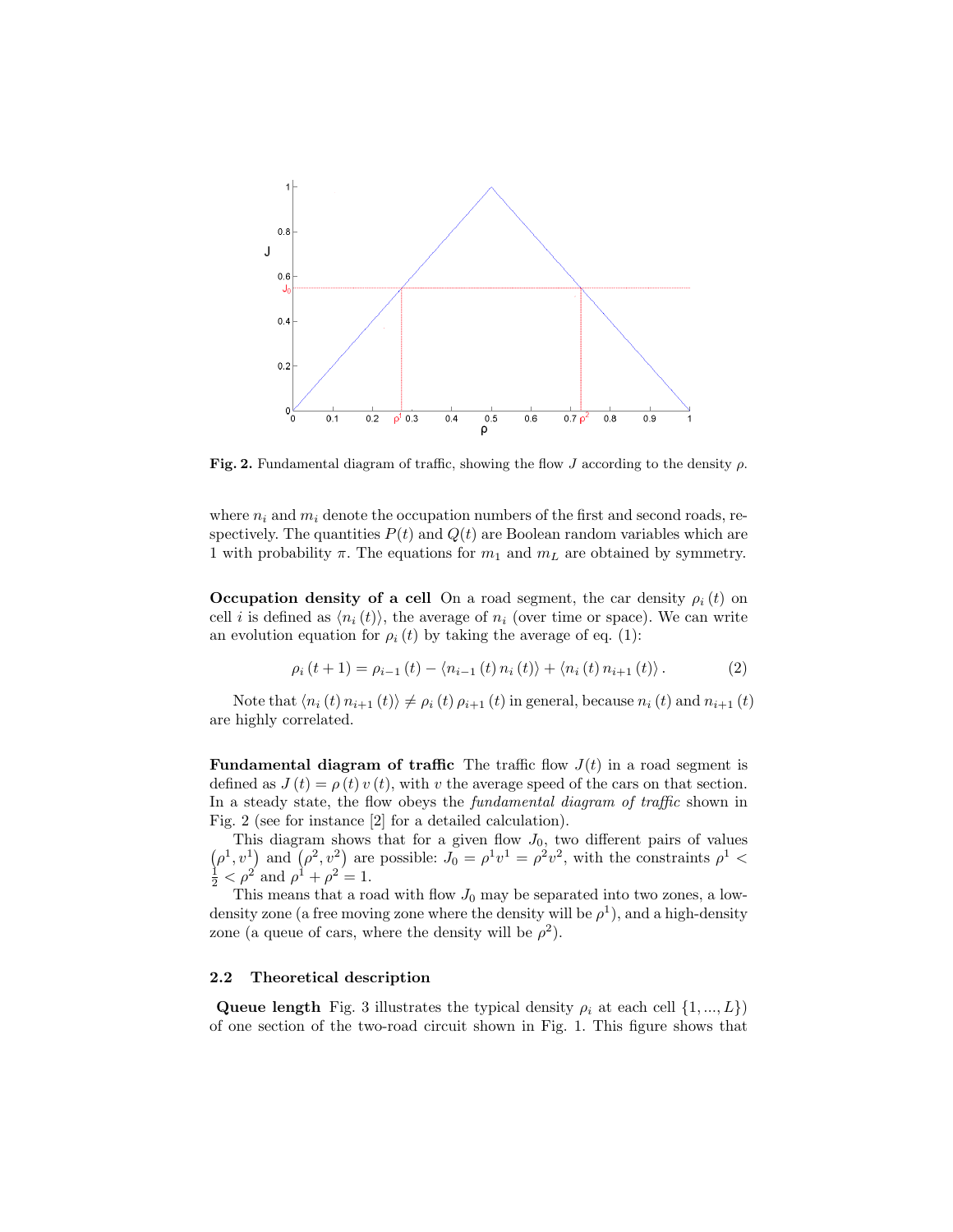**Fig. 2.** Fundamental diagram of traffic, showing the flow $J$ according to the density $\rho$.

where $n_i$ and $m_i$ denote the occupation numbers of the first and second roads, respectively. The quantities $P(t)$ and $Q(t)$ are Boolean random variables which are 1 with probability $\pi$. The equations for $m_1$ and $m_L$ are obtained by symmetry.

**Occupation density of a cell** On a road segment, the car density $\rho_i(t)$ on cell $i$ is defined as $\langle n_i(t) \rangle$, the average of $n_i$ (over time or space). We can write an evolution equation for $\rho_i(t)$ by taking the average of eq. (1):

$$\rho_i(t+1) = \rho_{i-1}(t) - \langle n_{i-1}(t)\, n_i(t) \rangle + \langle n_i(t)\, n_{i+1}(t) \rangle . \tag{2}$$

Note that $\langle n_i(t)\, n_{i+1}(t) \rangle \neq \rho_i(t)\, \rho_{i+1}(t)$ in general, because $n_i(t)$ and $n_{i+1}(t)$ are highly correlated.

**Fundamental diagram of traffic** The traffic flow $J(t)$ in a road segment is defined as $J(t) = \rho(t)\, v(t)$, with $v$ the average speed of the cars on that section. In a steady state, the flow obeys the *fundamental diagram of traffic* shown in Fig. 2 (see for instance [2] for a detailed calculation).

This diagram shows that for a given flow $J_0$, two different pairs of values $(\rho^1, v^1)$ and $(\rho^2, v^2)$ are possible: $J_0 = \rho^1 v^1 = \rho^2 v^2$, with the constraints $\rho^1 < \frac{1}{2} < \rho^2$ and $\rho^1 + \rho^2 = 1$.

This means that a road with flow $J_0$ may be separated into two zones, a low-density zone (a free moving zone where the density will be $\rho^1$), and a high-density zone (a queue of cars, where the density will be $\rho^2$).

### 2.2 Theoretical description

**Queue length** Fig. 3 illustrates the typical density $\rho_i$ at each cell $\{1, ..., L\}$) of one section of the two-road circuit shown in Fig. 1. This figure shows that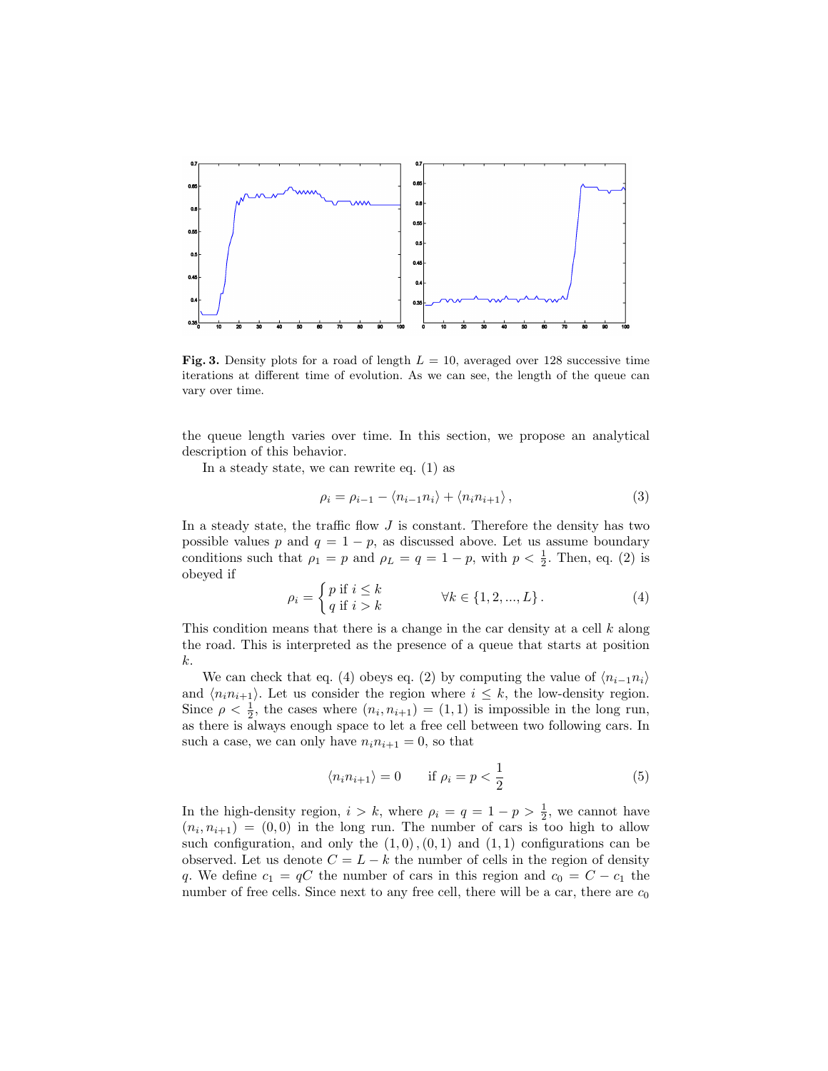0.7
0.65
0.6
0.55
0.5
0.45
0.4
0.35
0 10 20 30 40 50 60 70 80 90 100

0.7
0.65
0.6
0.55
0.5
0.45
0.4
0.35
0 10 20 30 40 50 60 70 80 90 100

**Fig. 3.** Density plots for a road of length $L = 10$, averaged over 128 successive time iterations at different time of evolution. As we can see, the length of the queue can vary over time.

the queue length varies over time. In this section, we propose an analytical description of this behavior.

In a steady state, we can rewrite eq. (1) as

$$\rho_i = \rho_{i-1} - \langle n_{i-1} n_i \rangle + \langle n_i n_{i+1} \rangle \,, \tag{3}$$

In a steady state, the traffic flow $J$ is constant. Therefore the density has two possible values $p$ and $q = 1 - p$, as discussed above. Let us assume boundary conditions such that $\rho_1 = p$ and $\rho_L = q = 1 - p$, with $p < \frac{1}{2}$. Then, eq. (2) is obeyed if

$$\rho_i = \begin{cases} p \text{ if } i \le k \\ q \text{ if } i > k \end{cases} \qquad \forall k \in \{1, 2, ..., L\} \,. \tag{4}$$

This condition means that there is a change in the car density at a cell $k$ along the road. This is interpreted as the presence of a queue that starts at position $k$.

We can check that eq. (4) obeys eq. (2) by computing the value of $\langle n_{i-1} n_i \rangle$ and $\langle n_i n_{i+1} \rangle$. Let us consider the region where $i \le k$, the low-density region. Since $\rho < \frac{1}{2}$, the cases where $(n_i, n_{i+1}) = (1, 1)$ is impossible in the long run, as there is always enough space to let a free cell between two following cars. In such a case, we can only have $n_i n_{i+1} = 0$, so that

$$\langle n_i n_{i+1} \rangle = 0 \qquad \text{if } \rho_i = p < \frac{1}{2} \tag{5}$$

In the high-density region, $i > k$, where $\rho_i = q = 1 - p > \frac{1}{2}$, we cannot have $(n_i, n_{i+1}) = (0, 0)$ in the long run. The number of cars is too high to allow such configuration, and only the $(1, 0)$, $(0, 1)$ and $(1, 1)$ configurations can be observed. Let us denote $C = L - k$ the number of cells in the region of density $q$. We define $c_1 = qC$ the number of cars in this region and $c_0 = C - c_1$ the number of free cells. Since next to any free cell, there will be a car, there are $c_0$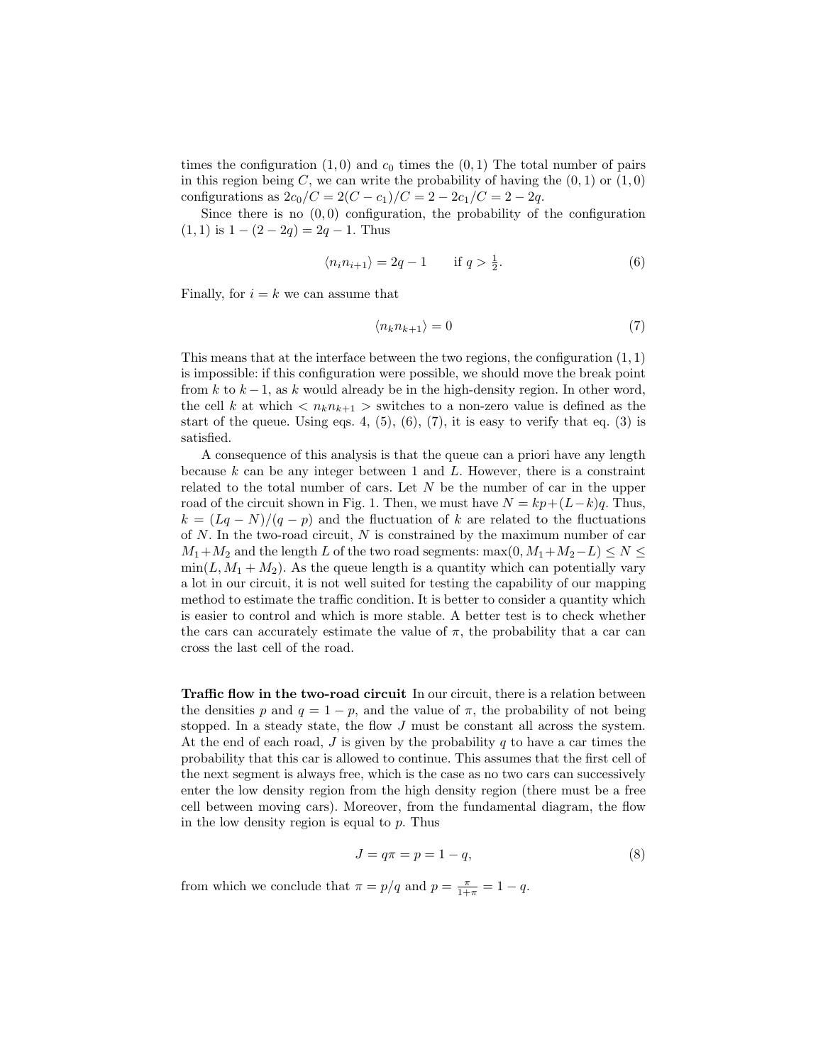times the configuration $(1, 0)$ and $c_0$ times the $(0, 1)$ The total number of pairs in this region being $C$, we can write the probability of having the $(0, 1)$ or $(1, 0)$ configurations as $2c_0/C = 2(C - c_1)/C = 2 - 2c_1/C = 2 - 2q$.

Since there is no $(0, 0)$ configuration, the probability of the configuration $(1, 1)$ is $1 - (2 - 2q) = 2q - 1$. Thus

$$\langle n_i n_{i+1} \rangle = 2q - 1 \qquad \text{if } q > \tfrac{1}{2}. \tag{6}$$

Finally, for $i = k$ we can assume that

$$\langle n_k n_{k+1} \rangle = 0 \tag{7}$$

This means that at the interface between the two regions, the configuration $(1, 1)$ is impossible: if this configuration were possible, we should move the break point from $k$ to $k - 1$, as $k$ would already be in the high-density region. In other word, the cell $k$ at which $< n_k n_{k+1} >$ switches to a non-zero value is defined as the start of the queue. Using eqs. 4, (5), (6), (7), it is easy to verify that eq. (3) is satisfied.

A consequence of this analysis is that the queue can a priori have any length because $k$ can be any integer between 1 and $L$. However, there is a constraint related to the total number of cars. Let $N$ be the number of car in the upper road of the circuit shown in Fig. 1. Then, we must have $N = kp + (L - k)q$. Thus, $k = (Lq - N)/(q - p)$ and the fluctuation of $k$ are related to the fluctuations of $N$. In the two-road circuit, $N$ is constrained by the maximum number of car $M_1 + M_2$ and the length $L$ of the two road segments: $\max(0, M_1 + M_2 - L) \leq N \leq \min(L, M_1 + M_2)$. As the queue length is a quantity which can potentially vary a lot in our circuit, it is not well suited for testing the capability of our mapping method to estimate the traffic condition. It is better to consider a quantity which is easier to control and which is more stable. A better test is to check whether the cars can accurately estimate the value of $\pi$, the probability that a car can cross the last cell of the road.

**Traffic flow in the two-road circuit** In our circuit, there is a relation between the densities $p$ and $q = 1 - p$, and the value of $\pi$, the probability of not being stopped. In a steady state, the flow $J$ must be constant all across the system. At the end of each road, $J$ is given by the probability $q$ to have a car times the probability that this car is allowed to continue. This assumes that the first cell of the next segment is always free, which is the case as no two cars can successively enter the low density region from the high density region (there must be a free cell between moving cars). Moreover, from the fundamental diagram, the flow in the low density region is equal to $p$. Thus

$$J = q\pi = p = 1 - q, \tag{8}$$

from which we conclude that $\pi = p/q$ and $p = \frac{\pi}{1+\pi} = 1 - q$.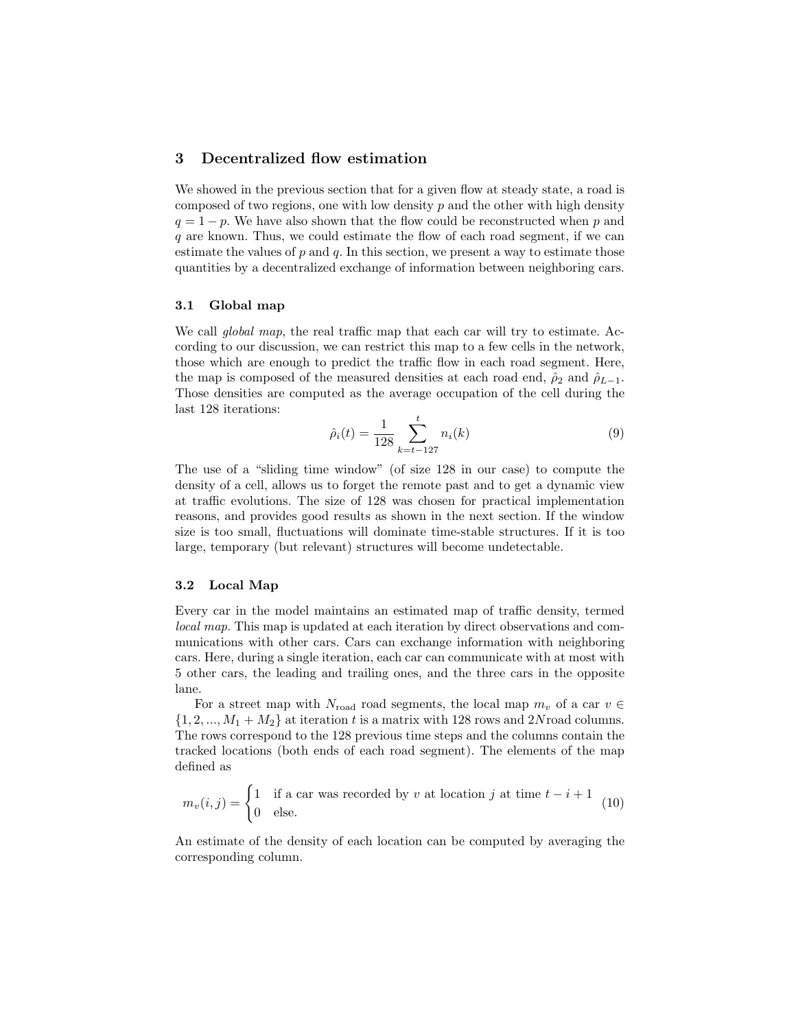## 3 Decentralized flow estimation

We showed in the previous section that for a given flow at steady state, a road is composed of two regions, one with low density $p$ and the other with high density $q = 1 - p$. We have also shown that the flow could be reconstructed when $p$ and $q$ are known. Thus, we could estimate the flow of each road segment, if we can estimate the values of $p$ and $q$. In this section, we present a way to estimate those quantities by a decentralized exchange of information between neighboring cars.

### 3.1 Global map

We call *global map*, the real traffic map that each car will try to estimate. According to our discussion, we can restrict this map to a few cells in the network, those which are enough to predict the traffic flow in each road segment. Here, the map is composed of the measured densities at each road end, $\hat{\rho}_2$ and $\hat{\rho}_{L-1}$. Those densities are computed as the average occupation of the cell during the last 128 iterations:

$$\hat{\rho}_i(t) = \frac{1}{128} \sum_{k=t-127}^{t} n_i(k) \tag{9}$$

The use of a "sliding time window" (of size 128 in our case) to compute the density of a cell, allows us to forget the remote past and to get a dynamic view at traffic evolutions. The size of 128 was chosen for practical implementation reasons, and provides good results as shown in the next section. If the window size is too small, fluctuations will dominate time-stable structures. If it is too large, temporary (but relevant) structures will become undetectable.

### 3.2 Local Map

Every car in the model maintains an estimated map of traffic density, termed *local map*. This map is updated at each iteration by direct observations and communications with other cars. Cars can exchange information with neighboring cars. Here, during a single iteration, each car can communicate with at most with 5 other cars, the leading and trailing ones, and the three cars in the opposite lane.

For a street map with $N_{\text{road}}$ road segments, the local map $m_v$ of a car $v \in \{1, 2, ..., M_1 + M_2\}$ at iteration $t$ is a matrix with 128 rows and $2N$road columns. The rows correspond to the 128 previous time steps and the columns contain the tracked locations (both ends of each road segment). The elements of the map defined as

$$m_v(i,j) = \begin{cases} 1 & \text{if a car was recorded by } v \text{ at location } j \text{ at time } t - i + 1 \\ 0 & \text{else.} \end{cases} \tag{10}$$

An estimate of the density of each location can be computed by averaging the corresponding column.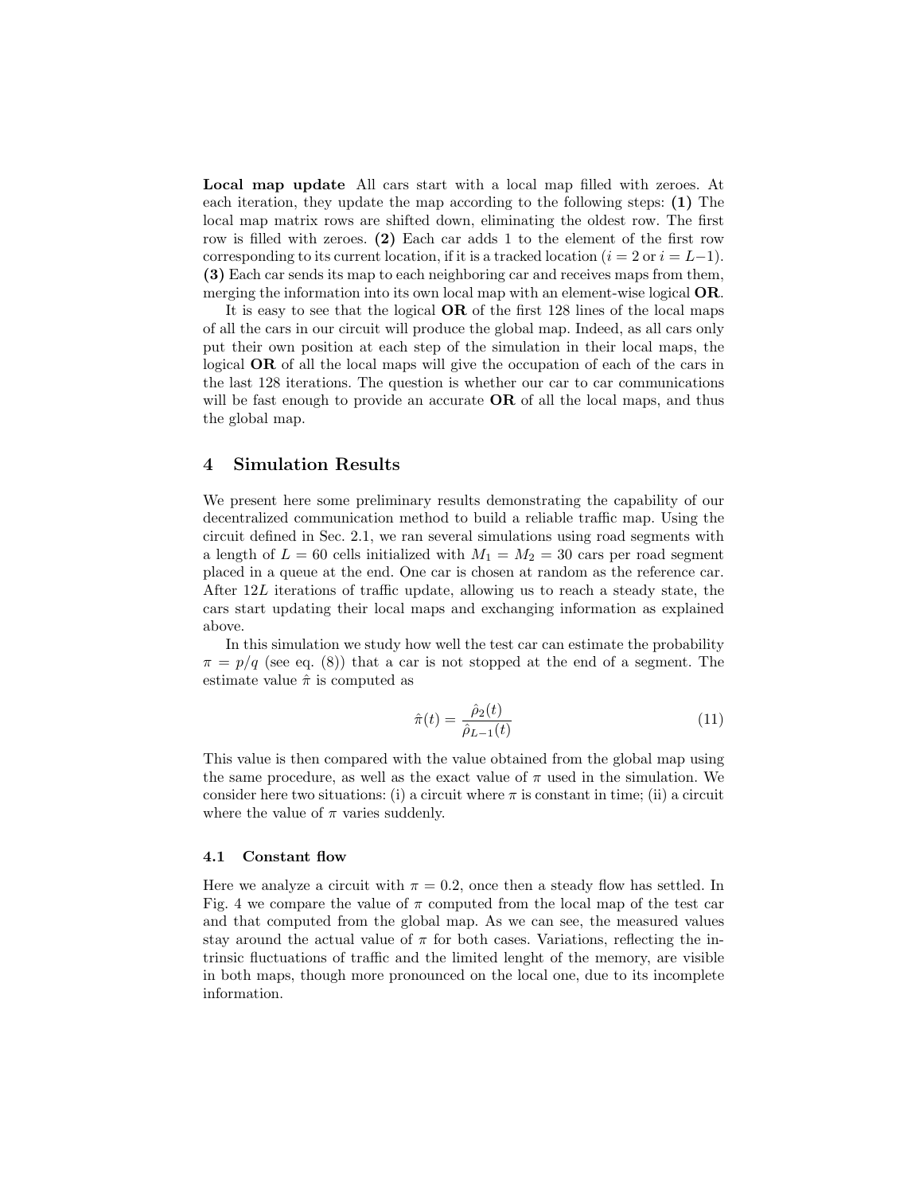**Local map update** All cars start with a local map filled with zeroes. At each iteration, they update the map according to the following steps: **(1)** The local map matrix rows are shifted down, eliminating the oldest row. The first row is filled with zeroes. **(2)** Each car adds 1 to the element of the first row corresponding to its current location, if it is a tracked location ($i = 2$ or $i = L-1$). **(3)** Each car sends its map to each neighboring car and receives maps from them, merging the information into its own local map with an element-wise logical **OR**.

It is easy to see that the logical **OR** of the first 128 lines of the local maps of all the cars in our circuit will produce the global map. Indeed, as all cars only put their own position at each step of the simulation in their local maps, the logical **OR** of all the local maps will give the occupation of each of the cars in the last 128 iterations. The question is whether our car to car communications will be fast enough to provide an accurate **OR** of all the local maps, and thus the global map.

## 4 Simulation Results

We present here some preliminary results demonstrating the capability of our decentralized communication method to build a reliable traffic map. Using the circuit defined in Sec. 2.1, we ran several simulations using road segments with a length of $L = 60$ cells initialized with $M_1 = M_2 = 30$ cars per road segment placed in a queue at the end. One car is chosen at random as the reference car. After $12L$ iterations of traffic update, allowing us to reach a steady state, the cars start updating their local maps and exchanging information as explained above.

In this simulation we study how well the test car can estimate the probability $\pi = p/q$ (see eq. (8)) that a car is not stopped at the end of a segment. The estimate value $\hat{\pi}$ is computed as

$$\hat{\pi}(t) = \frac{\hat{\rho}_2(t)}{\hat{\rho}_{L-1}(t)} \tag{11}$$

This value is then compared with the value obtained from the global map using the same procedure, as well as the exact value of $\pi$ used in the simulation. We consider here two situations: (i) a circuit where $\pi$ is constant in time; (ii) a circuit where the value of $\pi$ varies suddenly.

### 4.1 Constant flow

Here we analyze a circuit with $\pi = 0.2$, once then a steady flow has settled. In Fig. 4 we compare the value of $\pi$ computed from the local map of the test car and that computed from the global map. As we can see, the measured values stay around the actual value of $\pi$ for both cases. Variations, reflecting the intrinsic fluctuations of traffic and the limited lenght of the memory, are visible in both maps, though more pronounced on the local one, due to its incomplete information.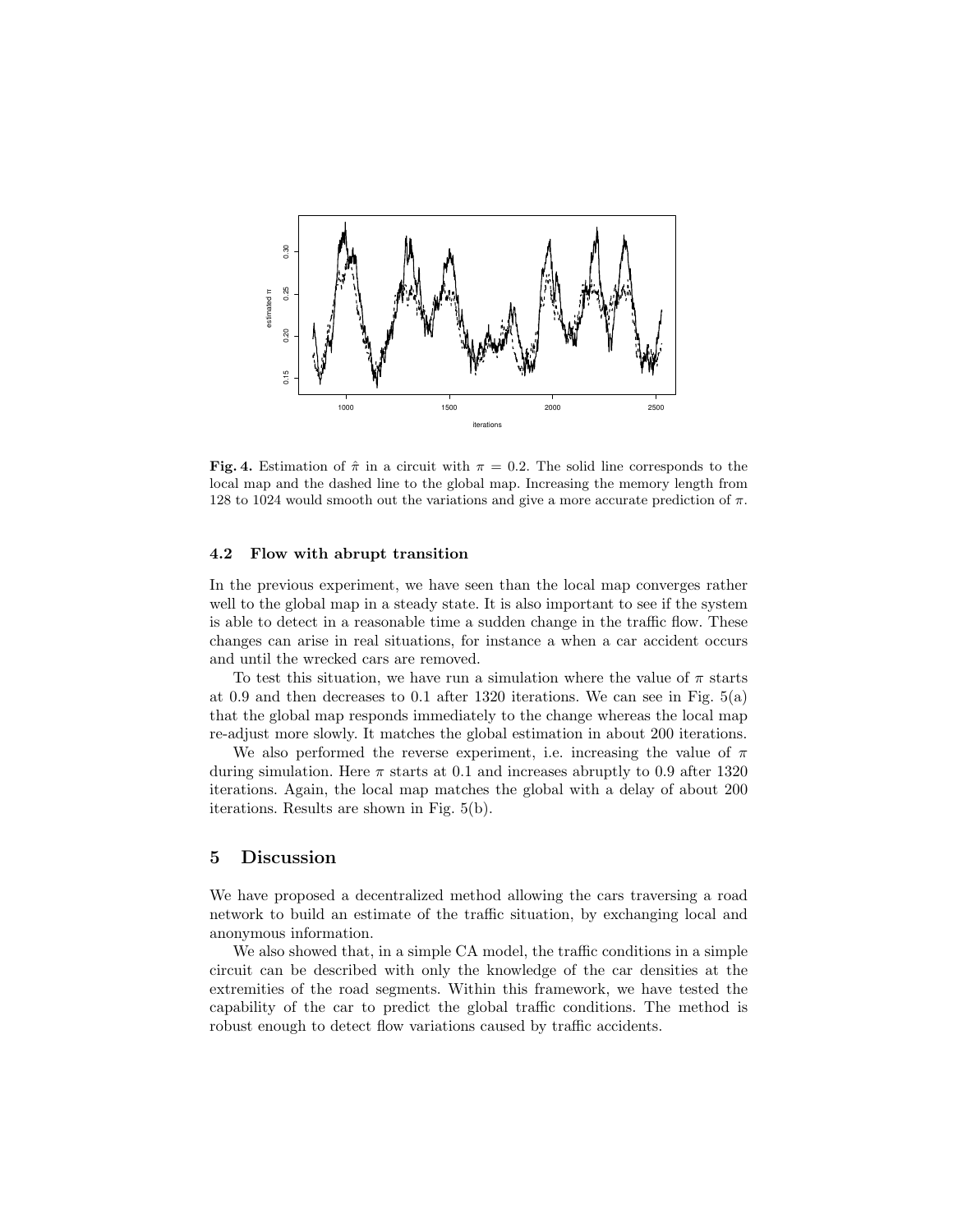estimated π

0.15

0.20

0.25

0.30

1000

1500

2000

2500

iterations

**Fig. 4.** Estimation of $\hat{\pi}$ in a circuit with $\pi = 0.2$. The solid line corresponds to the local map and the dashed line to the global map. Increasing the memory length from 128 to 1024 would smooth out the variations and give a more accurate prediction of $\pi$.

### 4.2 Flow with abrupt transition

In the previous experiment, we have seen than the local map converges rather well to the global map in a steady state. It is also important to see if the system is able to detect in a reasonable time a sudden change in the traffic flow. These changes can arise in real situations, for instance a when a car accident occurs and until the wrecked cars are removed.

To test this situation, we have run a simulation where the value of $\pi$ starts at 0.9 and then decreases to 0.1 after 1320 iterations. We can see in Fig. 5(a) that the global map responds immediately to the change whereas the local map re-adjust more slowly. It matches the global estimation in about 200 iterations.

We also performed the reverse experiment, i.e. increasing the value of $\pi$ during simulation. Here $\pi$ starts at 0.1 and increases abruptly to 0.9 after 1320 iterations. Again, the local map matches the global with a delay of about 200 iterations. Results are shown in Fig. 5(b).

## 5 Discussion

We have proposed a decentralized method allowing the cars traversing a road network to build an estimate of the traffic situation, by exchanging local and anonymous information.

We also showed that, in a simple CA model, the traffic conditions in a simple circuit can be described with only the knowledge of the car densities at the extremities of the road segments. Within this framework, we have tested the capability of the car to predict the global traffic conditions. The method is robust enough to detect flow variations caused by traffic accidents.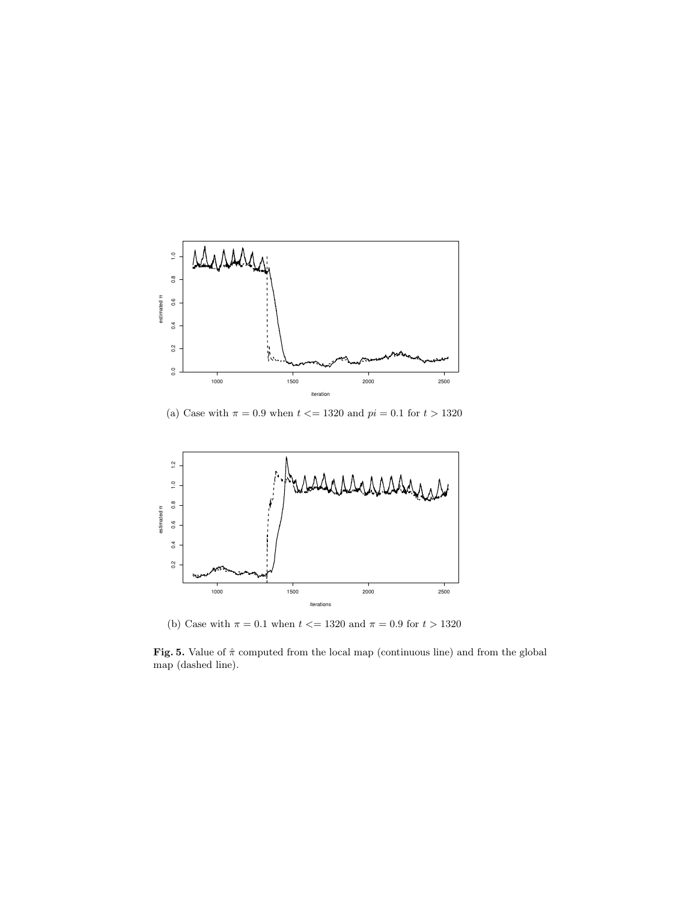estimated π

1.0
0.8
0.6
0.4
0.2
0.0

1000 1500 2000 2500

iteration

(a) Case with $\pi = 0.9$ when $t <= 1320$ and $pi = 0.1$ for $t > 1320$

estimated π

1.2
1.0
0.8
0.6
0.4
0.2

1000 1500 2000 2500

iterations

(b) Case with $\pi = 0.1$ when $t <= 1320$ and $\pi = 0.9$ for $t > 1320$

**Fig. 5.** Value of $\hat{\pi}$ computed from the local map (continuous line) and from the global map (dashed line).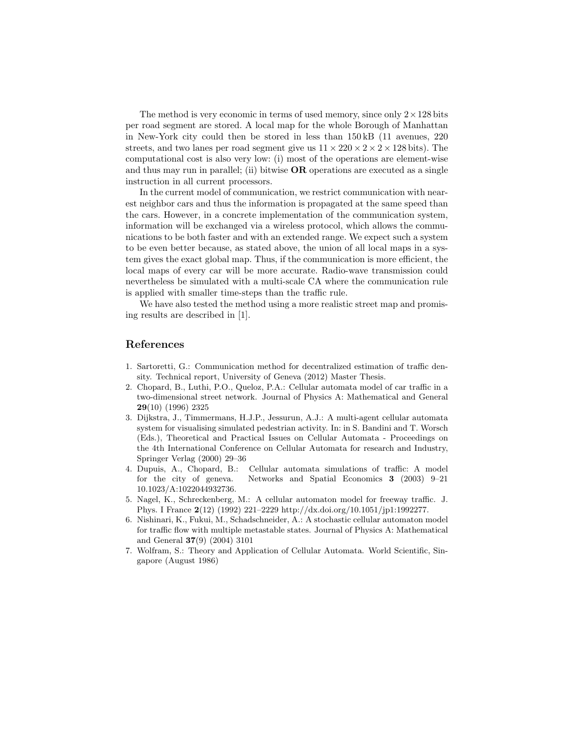The method is very economic in terms of used memory, since only $2 \times 128$ bits per road segment are stored. A local map for the whole Borough of Manhattan in New-York city could then be stored in less than 150 kB (11 avenues, 220 streets, and two lanes per road segment give us $11 \times 220 \times 2 \times 2 \times 128$ bits). The computational cost is also very low: (i) most of the operations are element-wise and thus may run in parallel; (ii) bitwise **OR** operations are executed as a single instruction in all current processors.

In the current model of communication, we restrict communication with nearest neighbor cars and thus the information is propagated at the same speed than the cars. However, in a concrete implementation of the communication system, information will be exchanged via a wireless protocol, which allows the communications to be both faster and with an extended range. We expect such a system to be even better because, as stated above, the union of all local maps in a system gives the exact global map. Thus, if the communication is more efficient, the local maps of every car will be more accurate. Radio-wave transmission could nevertheless be simulated with a multi-scale CA where the communication rule is applied with smaller time-steps than the traffic rule.

We have also tested the method using a more realistic street map and promising results are described in [1].

## References

1. Sartoretti, G.: Communication method for decentralized estimation of traffic density. Technical report, University of Geneva (2012) Master Thesis.
2. Chopard, B., Luthi, P.O., Queloz, P.A.: Cellular automata model of car traffic in a two-dimensional street network. Journal of Physics A: Mathematical and General **29**(10) (1996) 2325
3. Dijkstra, J., Timmermans, H.J.P., Jessurun, A.J.: A multi-agent cellular automata system for visualising simulated pedestrian activity. In: in S. Bandini and T. Worsch (Eds.), Theoretical and Practical Issues on Cellular Automata - Proceedings on the 4th International Conference on Cellular Automata for research and Industry, Springer Verlag (2000) 29–36
4. Dupuis, A., Chopard, B.: Cellular automata simulations of traffic: A model for the city of geneva. Networks and Spatial Economics **3** (2003) 9–21 10.1023/A:1022044932736.
5. Nagel, K., Schreckenberg, M.: A cellular automaton model for freeway traffic. J. Phys. I France **2**(12) (1992) 221–2229 http://dx.doi.org/10.1051/jp1:1992277.
6. Nishinari, K., Fukui, M., Schadschneider, A.: A stochastic cellular automaton model for traffic flow with multiple metastable states. Journal of Physics A: Mathematical and General **37**(9) (2004) 3101
7. Wolfram, S.: Theory and Application of Cellular Automata. World Scientific, Singapore (August 1986)